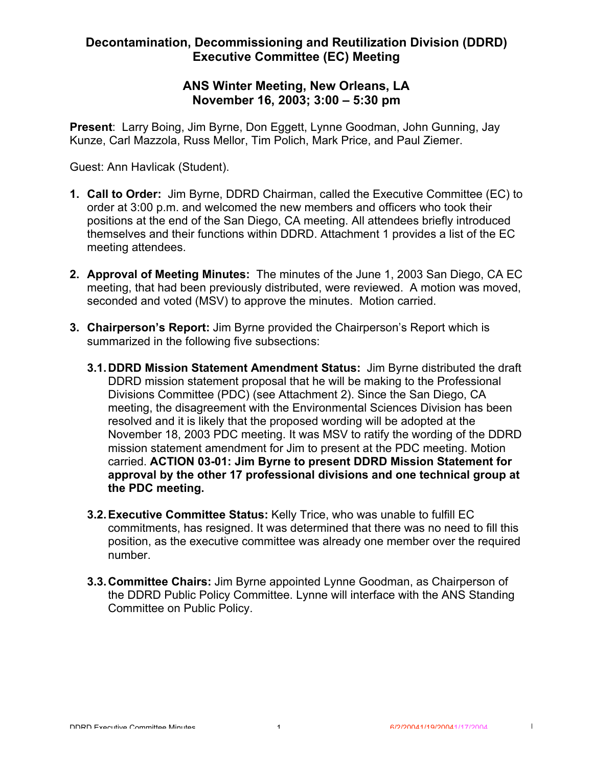# Decontamination, Decommissioning and Reutilization Division (DDRD) Executive Committee (EC) Meeting

## ANS Winter Meeting, New Orleans, LA
## November 16, 2003; 3:00 – 5:30 pm

**Present**: Larry Boing, Jim Byrne, Don Eggett, Lynne Goodman, John Gunning, Jay Kunze, Carl Mazzola, Russ Mellor, Tim Polich, Mark Price, and Paul Ziemer.

Guest: Ann Havlicak (Student).

1. **Call to Order:** Jim Byrne, DDRD Chairman, called the Executive Committee (EC) to order at 3:00 p.m. and welcomed the new members and officers who took their positions at the end of the San Diego, CA meeting. All attendees briefly introduced themselves and their functions within DDRD. Attachment 1 provides a list of the EC meeting attendees.

2. **Approval of Meeting Minutes:** The minutes of the June 1, 2003 San Diego, CA EC meeting, that had been previously distributed, were reviewed. A motion was moved, seconded and voted (MSV) to approve the minutes. Motion carried.

3. **Chairperson's Report:** Jim Byrne provided the Chairperson's Report which is summarized in the following five subsections:

   **3.1. DDRD Mission Statement Amendment Status:** Jim Byrne distributed the draft DDRD mission statement proposal that he will be making to the Professional Divisions Committee (PDC) (see Attachment 2). Since the San Diego, CA meeting, the disagreement with the Environmental Sciences Division has been resolved and it is likely that the proposed wording will be adopted at the November 18, 2003 PDC meeting. It was MSV to ratify the wording of the DDRD mission statement amendment for Jim to present at the PDC meeting. Motion carried. **ACTION 03-01: Jim Byrne to present DDRD Mission Statement for approval by the other 17 professional divisions and one technical group at the PDC meeting.**

   **3.2. Executive Committee Status:** Kelly Trice, who was unable to fulfill EC commitments, has resigned. It was determined that there was no need to fill this position, as the executive committee was already one member over the required number.

   **3.3. Committee Chairs:** Jim Byrne appointed Lynne Goodman, as Chairperson of the DDRD Public Policy Committee. Lynne will interface with the ANS Standing Committee on Public Policy.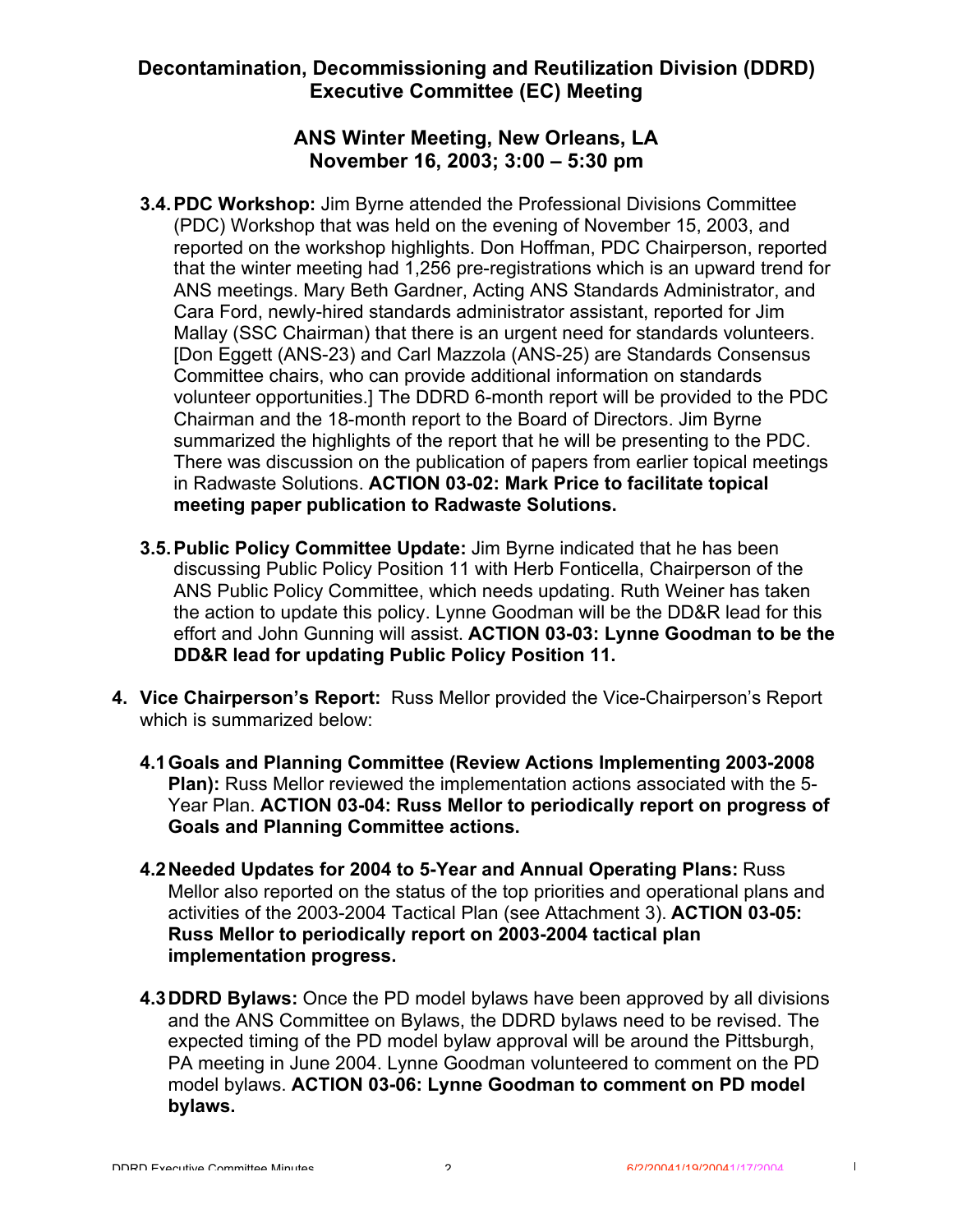# Decontamination, Decommissioning and Reutilization Division (DDRD) Executive Committee (EC) Meeting

## ANS Winter Meeting, New Orleans, LA
## November 16, 2003; 3:00 – 5:30 pm

**3.4. PDC Workshop:** Jim Byrne attended the Professional Divisions Committee (PDC) Workshop that was held on the evening of November 15, 2003, and reported on the workshop highlights. Don Hoffman, PDC Chairperson, reported that the winter meeting had 1,256 pre-registrations which is an upward trend for ANS meetings. Mary Beth Gardner, Acting ANS Standards Administrator, and Cara Ford, newly-hired standards administrator assistant, reported for Jim Mallay (SSC Chairman) that there is an urgent need for standards volunteers. [Don Eggett (ANS-23) and Carl Mazzola (ANS-25) are Standards Consensus Committee chairs, who can provide additional information on standards volunteer opportunities.] The DDRD 6-month report will be provided to the PDC Chairman and the 18-month report to the Board of Directors. Jim Byrne summarized the highlights of the report that he will be presenting to the PDC. There was discussion on the publication of papers from earlier topical meetings in Radwaste Solutions. **ACTION 03-02: Mark Price to facilitate topical meeting paper publication to Radwaste Solutions.**

**3.5. Public Policy Committee Update:** Jim Byrne indicated that he has been discussing Public Policy Position 11 with Herb Fonticella, Chairperson of the ANS Public Policy Committee, which needs updating. Ruth Weiner has taken the action to update this policy. Lynne Goodman will be the DD&R lead for this effort and John Gunning will assist. **ACTION 03-03: Lynne Goodman to be the DD&R lead for updating Public Policy Position 11.**

4. **Vice Chairperson's Report:** Russ Mellor provided the Vice-Chairperson's Report which is summarized below:

**4.1 Goals and Planning Committee (Review Actions Implementing 2003-2008 Plan):** Russ Mellor reviewed the implementation actions associated with the 5-Year Plan. **ACTION 03-04: Russ Mellor to periodically report on progress of Goals and Planning Committee actions.**

**4.2 Needed Updates for 2004 to 5-Year and Annual Operating Plans:** Russ Mellor also reported on the status of the top priorities and operational plans and activities of the 2003-2004 Tactical Plan (see Attachment 3). **ACTION 03-05: Russ Mellor to periodically report on 2003-2004 tactical plan implementation progress.**

**4.3 DDRD Bylaws:** Once the PD model bylaws have been approved by all divisions and the ANS Committee on Bylaws, the DDRD bylaws need to be revised. The expected timing of the PD model bylaw approval will be around the Pittsburgh, PA meeting in June 2004. Lynne Goodman volunteered to comment on the PD model bylaws. **ACTION 03-06: Lynne Goodman to comment on PD model bylaws.**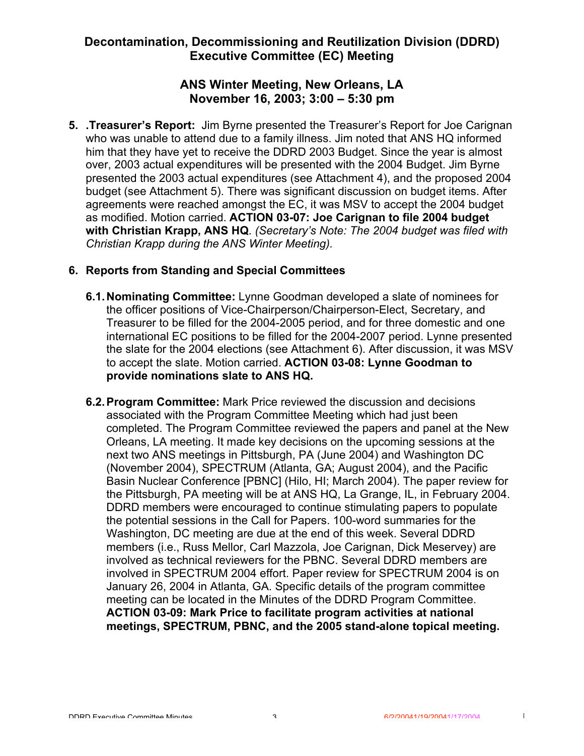**Decontamination, Decommissioning and Reutilization Division (DDRD) Executive Committee (EC) Meeting**

**ANS Winter Meeting, New Orleans, LA**
**November 16, 2003; 3:00 – 5:30 pm**

5. **.Treasurer's Report:** Jim Byrne presented the Treasurer's Report for Joe Carignan who was unable to attend due to a family illness. Jim noted that ANS HQ informed him that they have yet to receive the DDRD 2003 Budget. Since the year is almost over, 2003 actual expenditures will be presented with the 2004 Budget. Jim Byrne presented the 2003 actual expenditures (see Attachment 4), and the proposed 2004 budget (see Attachment 5). There was significant discussion on budget items. After agreements were reached amongst the EC, it was MSV to accept the 2004 budget as modified. Motion carried. **ACTION 03-07: Joe Carignan to file 2004 budget with Christian Krapp, ANS HQ**. *(Secretary's Note: The 2004 budget was filed with Christian Krapp during the ANS Winter Meeting).*

6. **Reports from Standing and Special Committees**

   6.1. **Nominating Committee:** Lynne Goodman developed a slate of nominees for the officer positions of Vice-Chairperson/Chairperson-Elect, Secretary, and Treasurer to be filled for the 2004-2005 period, and for three domestic and one international EC positions to be filled for the 2004-2007 period. Lynne presented the slate for the 2004 elections (see Attachment 6). After discussion, it was MSV to accept the slate. Motion carried. **ACTION 03-08: Lynne Goodman to provide nominations slate to ANS HQ.**

   6.2. **Program Committee:** Mark Price reviewed the discussion and decisions associated with the Program Committee Meeting which had just been completed. The Program Committee reviewed the papers and panel at the New Orleans, LA meeting. It made key decisions on the upcoming sessions at the next two ANS meetings in Pittsburgh, PA (June 2004) and Washington DC (November 2004), SPECTRUM (Atlanta, GA; August 2004), and the Pacific Basin Nuclear Conference [PBNC] (Hilo, HI; March 2004). The paper review for the Pittsburgh, PA meeting will be at ANS HQ, La Grange, IL, in February 2004. DDRD members were encouraged to continue stimulating papers to populate the potential sessions in the Call for Papers. 100-word summaries for the Washington, DC meeting are due at the end of this week. Several DDRD members (i.e., Russ Mellor, Carl Mazzola, Joe Carignan, Dick Meservey) are involved as technical reviewers for the PBNC. Several DDRD members are involved in SPECTRUM 2004 effort. Paper review for SPECTRUM 2004 is on January 26, 2004 in Atlanta, GA. Specific details of the program committee meeting can be located in the Minutes of the DDRD Program Committee. **ACTION 03-09: Mark Price to facilitate program activities at national meetings, SPECTRUM, PBNC, and the 2005 stand-alone topical meeting.**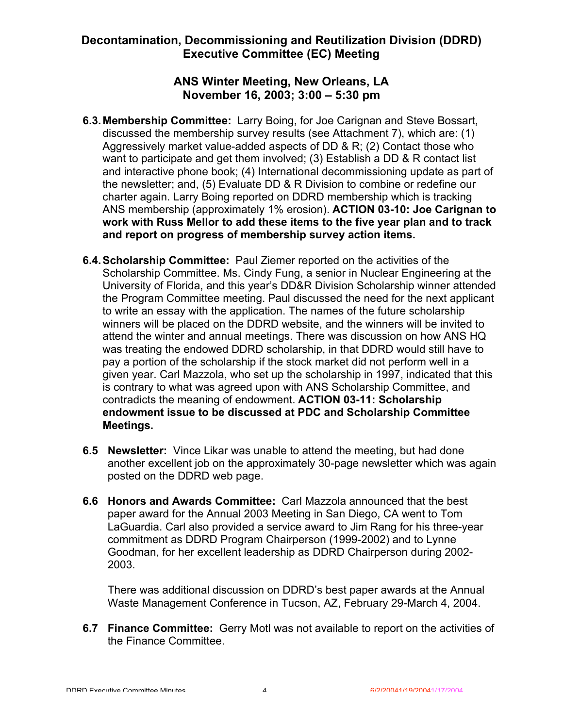# Decontamination, Decommissioning and Reutilization Division (DDRD) Executive Committee (EC) Meeting

## ANS Winter Meeting, New Orleans, LA
## November 16, 2003; 3:00 – 5:30 pm

6.3. **Membership Committee:** Larry Boing, for Joe Carignan and Steve Bossart, discussed the membership survey results (see Attachment 7), which are: (1) Aggressively market value-added aspects of DD & R; (2) Contact those who want to participate and get them involved; (3) Establish a DD & R contact list and interactive phone book; (4) International decommissioning update as part of the newsletter; and, (5) Evaluate DD & R Division to combine or redefine our charter again. Larry Boing reported on DDRD membership which is tracking ANS membership (approximately 1% erosion). **ACTION 03-10: Joe Carignan to work with Russ Mellor to add these items to the five year plan and to track and report on progress of membership survey action items.**

6.4. **Scholarship Committee:** Paul Ziemer reported on the activities of the Scholarship Committee. Ms. Cindy Fung, a senior in Nuclear Engineering at the University of Florida, and this year's DD&R Division Scholarship winner attended the Program Committee meeting. Paul discussed the need for the next applicant to write an essay with the application. The names of the future scholarship winners will be placed on the DDRD website, and the winners will be invited to attend the winter and annual meetings. There was discussion on how ANS HQ was treating the endowed DDRD scholarship, in that DDRD would still have to pay a portion of the scholarship if the stock market did not perform well in a given year. Carl Mazzola, who set up the scholarship in 1997, indicated that this is contrary to what was agreed upon with ANS Scholarship Committee, and contradicts the meaning of endowment. **ACTION 03-11: Scholarship endowment issue to be discussed at PDC and Scholarship Committee Meetings.**

6.5 **Newsletter:** Vince Likar was unable to attend the meeting, but had done another excellent job on the approximately 30-page newsletter which was again posted on the DDRD web page.

6.6 **Honors and Awards Committee:** Carl Mazzola announced that the best paper award for the Annual 2003 Meeting in San Diego, CA went to Tom LaGuardia. Carl also provided a service award to Jim Rang for his three-year commitment as DDRD Program Chairperson (1999-2002) and to Lynne Goodman, for her excellent leadership as DDRD Chairperson during 2002-2003.

There was additional discussion on DDRD's best paper awards at the Annual Waste Management Conference in Tucson, AZ, February 29-March 4, 2004.

6.7 **Finance Committee:** Gerry Motl was not available to report on the activities of the Finance Committee.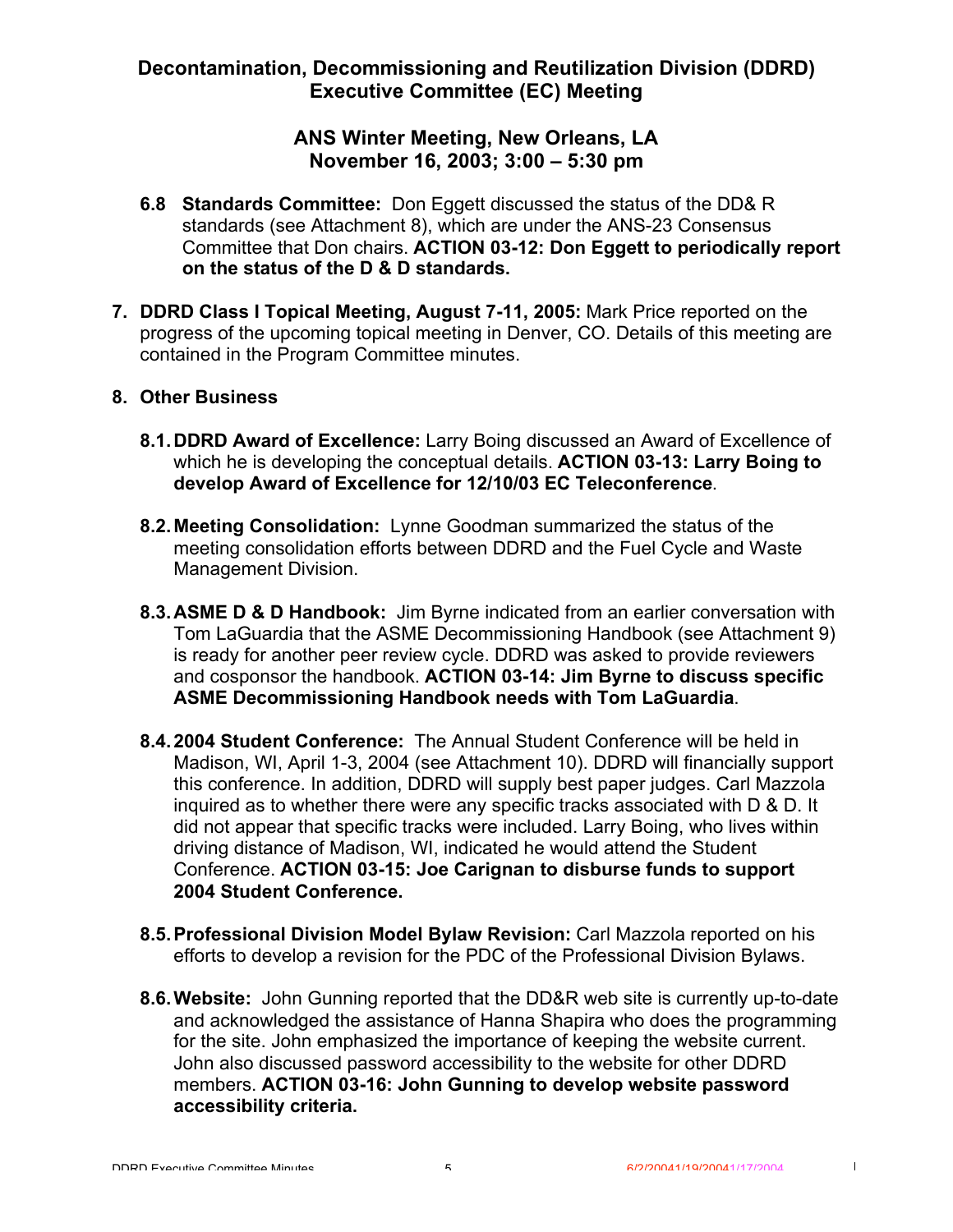# Decontamination, Decommissioning and Reutilization Division (DDRD) Executive Committee (EC) Meeting

## ANS Winter Meeting, New Orleans, LA
## November 16, 2003; 3:00 – 5:30 pm

**6.8 Standards Committee:** Don Eggett discussed the status of the DD& R standards (see Attachment 8), which are under the ANS-23 Consensus Committee that Don chairs. **ACTION 03-12: Don Eggett to periodically report on the status of the D & D standards.**

**7. DDRD Class I Topical Meeting, August 7-11, 2005:** Mark Price reported on the progress of the upcoming topical meeting in Denver, CO. Details of this meeting are contained in the Program Committee minutes.

**8. Other Business**

**8.1. DDRD Award of Excellence:** Larry Boing discussed an Award of Excellence of which he is developing the conceptual details. **ACTION 03-13: Larry Boing to develop Award of Excellence for 12/10/03 EC Teleconference**.

**8.2. Meeting Consolidation:** Lynne Goodman summarized the status of the meeting consolidation efforts between DDRD and the Fuel Cycle and Waste Management Division.

**8.3. ASME D & D Handbook:** Jim Byrne indicated from an earlier conversation with Tom LaGuardia that the ASME Decommissioning Handbook (see Attachment 9) is ready for another peer review cycle. DDRD was asked to provide reviewers and cosponsor the handbook. **ACTION 03-14: Jim Byrne to discuss specific ASME Decommissioning Handbook needs with Tom LaGuardia**.

**8.4. 2004 Student Conference:** The Annual Student Conference will be held in Madison, WI, April 1-3, 2004 (see Attachment 10). DDRD will financially support this conference. In addition, DDRD will supply best paper judges. Carl Mazzola inquired as to whether there were any specific tracks associated with D & D. It did not appear that specific tracks were included. Larry Boing, who lives within driving distance of Madison, WI, indicated he would attend the Student Conference. **ACTION 03-15: Joe Carignan to disburse funds to support 2004 Student Conference.**

**8.5. Professional Division Model Bylaw Revision:** Carl Mazzola reported on his efforts to develop a revision for the PDC of the Professional Division Bylaws.

**8.6. Website:** John Gunning reported that the DD&R web site is currently up-to-date and acknowledged the assistance of Hanna Shapira who does the programming for the site. John emphasized the importance of keeping the website current. John also discussed password accessibility to the website for other DDRD members. **ACTION 03-16: John Gunning to develop website password accessibility criteria.**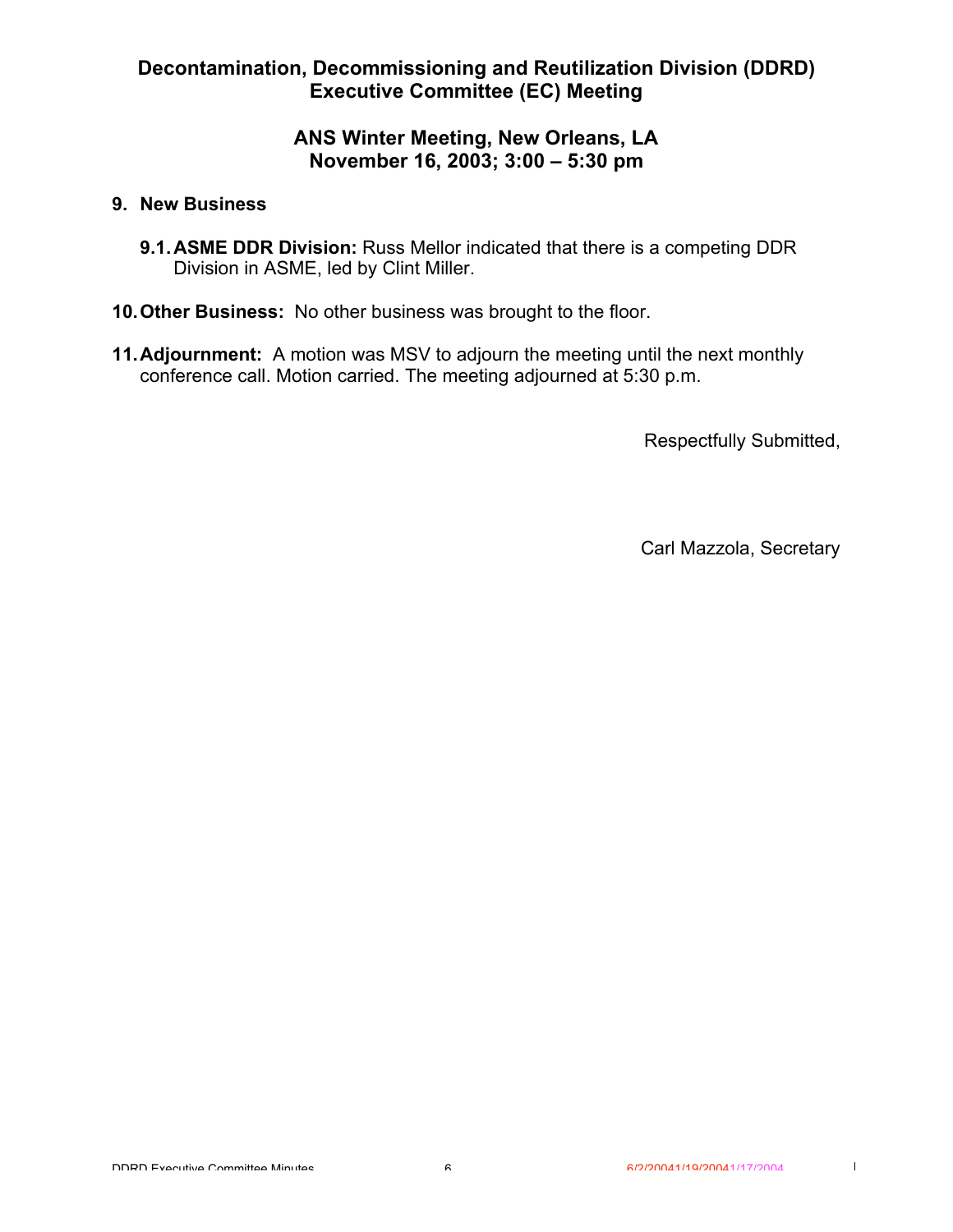**Decontamination, Decommissioning and Reutilization Division (DDRD) Executive Committee (EC) Meeting**

**ANS Winter Meeting, New Orleans, LA**
**November 16, 2003; 3:00 – 5:30 pm**

**9. New Business**

**9.1. ASME DDR Division:** Russ Mellor indicated that there is a competing DDR Division in ASME, led by Clint Miller.

**10. Other Business:** No other business was brought to the floor.

**11. Adjournment:** A motion was MSV to adjourn the meeting until the next monthly conference call. Motion carried. The meeting adjourned at 5:30 p.m.

Respectfully Submitted,

Carl Mazzola, Secretary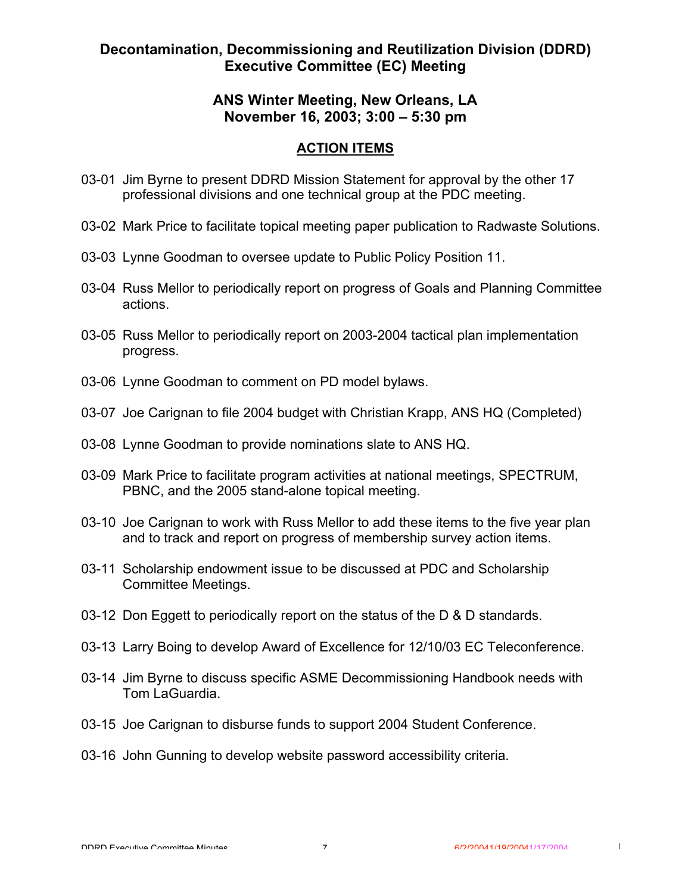# Decontamination, Decommissioning and Reutilization Division (DDRD) Executive Committee (EC) Meeting

## ANS Winter Meeting, New Orleans, LA
## November 16, 2003; 3:00 – 5:30 pm

## ACTION ITEMS

03-01 Jim Byrne to present DDRD Mission Statement for approval by the other 17 professional divisions and one technical group at the PDC meeting.

03-02 Mark Price to facilitate topical meeting paper publication to Radwaste Solutions.

03-03 Lynne Goodman to oversee update to Public Policy Position 11.

03-04 Russ Mellor to periodically report on progress of Goals and Planning Committee actions.

03-05 Russ Mellor to periodically report on 2003-2004 tactical plan implementation progress.

03-06 Lynne Goodman to comment on PD model bylaws.

03-07 Joe Carignan to file 2004 budget with Christian Krapp, ANS HQ (Completed)

03-08 Lynne Goodman to provide nominations slate to ANS HQ.

03-09 Mark Price to facilitate program activities at national meetings, SPECTRUM, PBNC, and the 2005 stand-alone topical meeting.

03-10 Joe Carignan to work with Russ Mellor to add these items to the five year plan and to track and report on progress of membership survey action items.

03-11 Scholarship endowment issue to be discussed at PDC and Scholarship Committee Meetings.

03-12 Don Eggett to periodically report on the status of the D & D standards.

03-13 Larry Boing to develop Award of Excellence for 12/10/03 EC Teleconference.

03-14 Jim Byrne to discuss specific ASME Decommissioning Handbook needs with Tom LaGuardia.

03-15 Joe Carignan to disburse funds to support 2004 Student Conference.

03-16 John Gunning to develop website password accessibility criteria.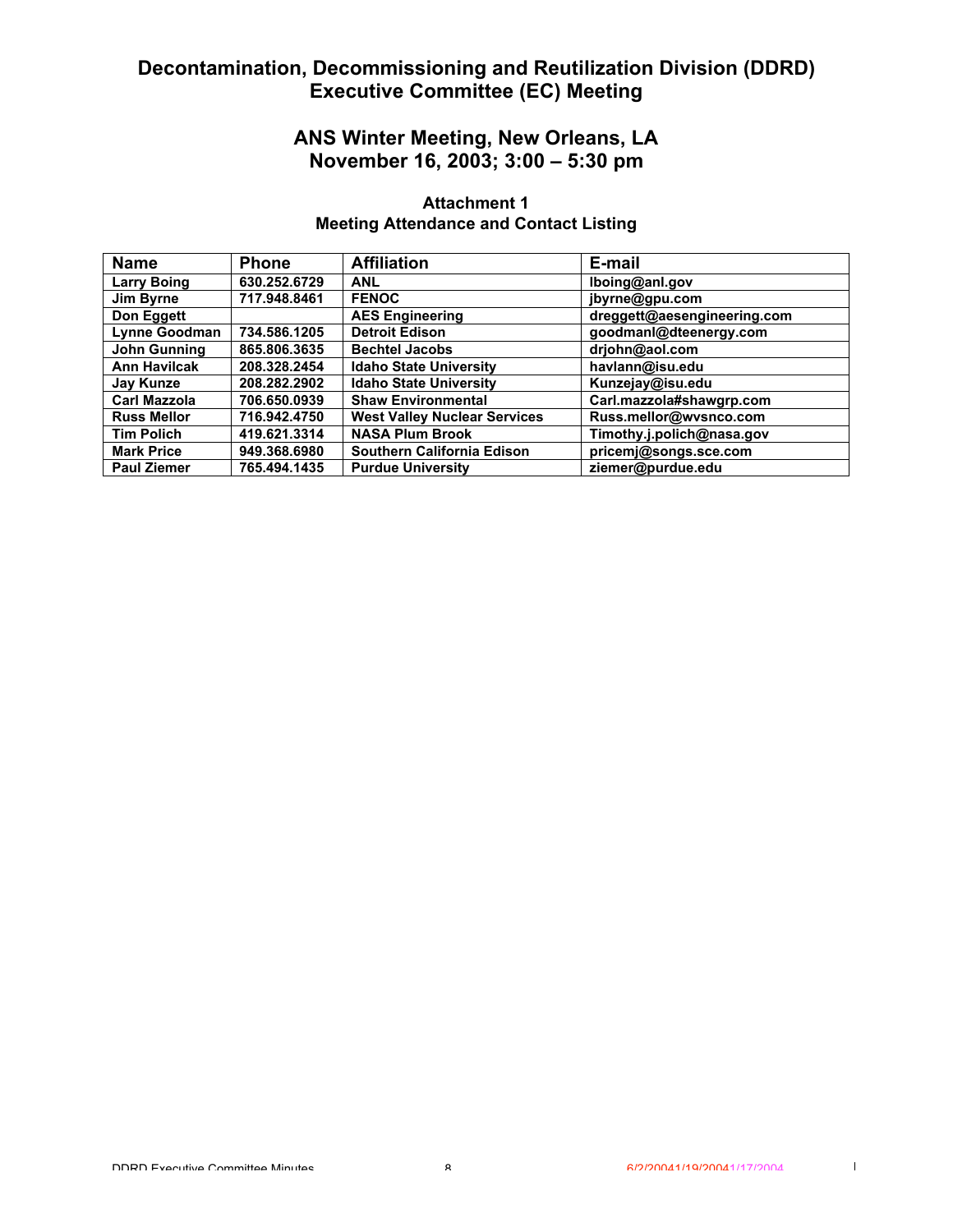# Decontamination, Decommissioning and Reutilization Division (DDRD) Executive Committee (EC) Meeting

## ANS Winter Meeting, New Orleans, LA
## November 16, 2003; 3:00 – 5:30 pm

### Attachment 1
### Meeting Attendance and Contact Listing

| Name | Phone | Affiliation | E-mail |
|---|---|---|---|
| Larry Boing | 630.252.6729 | ANL | lboing@anl.gov |
| Jim Byrne | 717.948.8461 | FENOC | jbyrne@gpu.com |
| Don Eggett | | AES Engineering | dreggett@aesengineering.com |
| Lynne Goodman | 734.586.1205 | Detroit Edison | goodmanl@dteenergy.com |
| John Gunning | 865.806.3635 | Bechtel Jacobs | drjohn@aol.com |
| Ann Havilcak | 208.328.2454 | Idaho State University | havlann@isu.edu |
| Jay Kunze | 208.282.2902 | Idaho State University | Kunzejay@isu.edu |
| Carl Mazzola | 706.650.0939 | Shaw Environmental | Carl.mazzola#shawgrp.com |
| Russ Mellor | 716.942.4750 | West Valley Nuclear Services | Russ.mellor@wvsnco.com |
| Tim Polich | 419.621.3314 | NASA Plum Brook | Timothy.j.polich@nasa.gov |
| Mark Price | 949.368.6980 | Southern California Edison | pricemj@songs.sce.com |
| Paul Ziemer | 765.494.1435 | Purdue University | ziemer@purdue.edu |